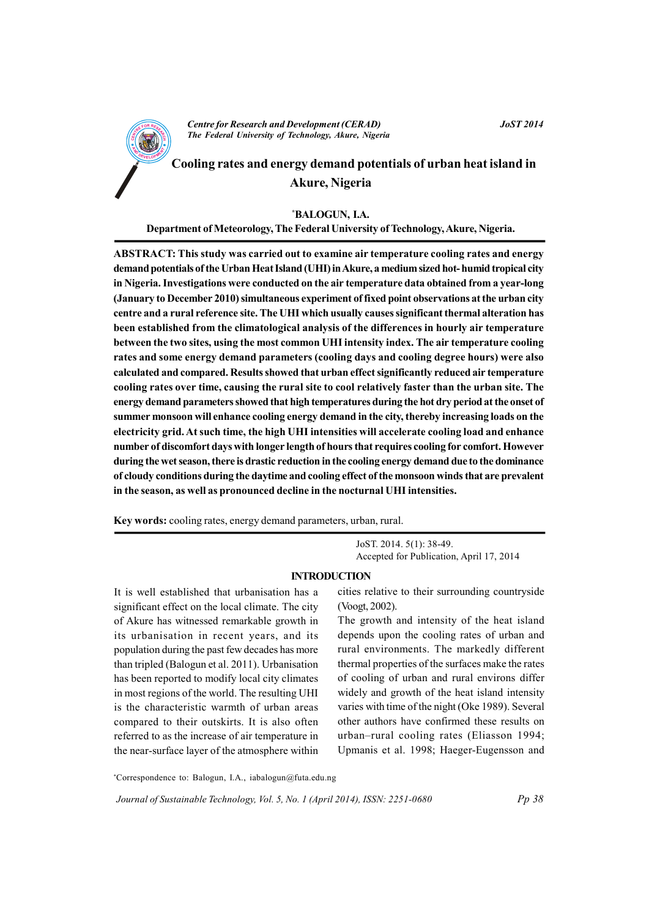# Cooling rates and energy demand potentials of urban heat island in Akure, Nigeria

**\*BALOGUN, I.A.**

**Department of Meteorology, The Federal University of Technology, Akure, Nigeria.**

**ABSTRACT: This study was carried out to examine air temperature cooling rates and energy demand potentials of the Urban Heat Island (UHI) in Akure, a medium sized hot- humid tropical city in Nigeria. Investigations were conducted on the air temperature data obtained from a year-long (January to December 2010) simultaneous experiment of fixed point observations at the urban city centre and a rural reference site. The UHI which usually causes significant thermal alteration has been established from the climatological analysis of the differences in hourly air temperature between the two sites, using the most common UHI intensity index. The air temperature cooling rates and some energy demand parameters (cooling days and cooling degree hours) were also calculated and compared. Results showed that urban effect significantly reduced air temperature cooling rates over time, causing the rural site to cool relatively faster than the urban site. The energy demand parameters showed that high temperatures during the hot dry period at the onset of summer monsoon will enhance cooling energy demand in the city, thereby increasing loads on the electricity grid. At such time, the high UHI intensities will accelerate cooling load and enhance number of discomfort days with longer length of hours that requires cooling for comfort. However during the wet season, there is drastic reduction in the cooling energy demand due to the dominance of cloudy conditions during the daytime and cooling effect of the monsoon winds that are prevalent in the season, as well as pronounced decline in the nocturnal UHI intensities.**

**Key words:** cooling rates, energy demand parameters, urban, rural.

JoST. 2014. 5(1): 38-49.
Accepted for Publication, April 17, 2014

## INTRODUCTION

It is well established that urbanisation has a significant effect on the local climate. The city of Akure has witnessed remarkable growth in its urbanisation in recent years, and its population during the past few decades has more than tripled (Balogun et al. 2011). Urbanisation has been reported to modify local city climates in most regions of the world. The resulting UHI is the characteristic warmth of urban areas compared to their outskirts. It is also often referred to as the increase of air temperature in the near-surface layer of the atmosphere within cities relative to their surrounding countryside (Voogt, 2002).

The growth and intensity of the heat island depends upon the cooling rates of urban and rural environments. The markedly different thermal properties of the surfaces make the rates of cooling of urban and rural environs differ widely and growth of the heat island intensity varies with time of the night (Oke 1989). Several other authors have confirmed these results on urban–rural cooling rates (Eliasson 1994; Upmanis et al. 1998; Haeger-Eugensson and

\*Correspondence to: Balogun, I.A., iabalogun@futa.edu.ng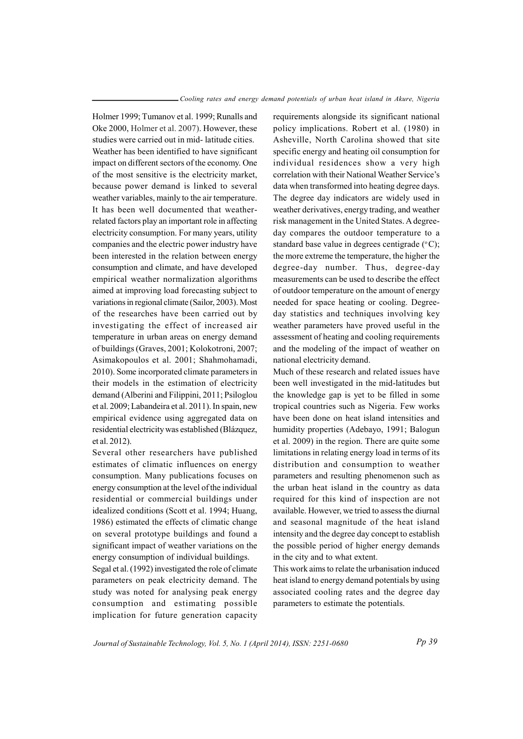Holmer 1999; Tumanov et al. 1999; Runalls and Oke 2000, Holmer et al. 2007). However, these studies were carried out in mid- latitude cities.

Weather has been identified to have significant impact on different sectors of the economy. One of the most sensitive is the electricity market, because power demand is linked to several weather variables, mainly to the air temperature. It has been well documented that weather-related factors play an important role in affecting electricity consumption. For many years, utility companies and the electric power industry have been interested in the relation between energy consumption and climate, and have developed empirical weather normalization algorithms aimed at improving load forecasting subject to variations in regional climate (Sailor, 2003). Most of the researches have been carried out by investigating the effect of increased air temperature in urban areas on energy demand of buildings (Graves, 2001; Kolokotroni, 2007; Asimakopoulos et al. 2001; Shahmohamadi, 2010). Some incorporated climate parameters in their models in the estimation of electricity demand (Alberini and Filippini, 2011; Psiloglou et al. 2009; Labandeira et al. 2011). In spain, new empirical evidence using aggregated data on residential electricity was established (Blázquez, et al. 2012).

Several other researchers have published estimates of climatic influences on energy consumption. Many publications focuses on energy consumption at the level of the individual residential or commercial buildings under idealized conditions (Scott et al. 1994; Huang, 1986) estimated the effects of climatic change on several prototype buildings and found a significant impact of weather variations on the energy consumption of individual buildings.

Segal et al. (1992) investigated the role of climate parameters on peak electricity demand. The study was noted for analysing peak energy consumption and estimating possible implication for future generation capacity requirements alongside its significant national policy implications. Robert et al. (1980) in Asheville, North Carolina showed that site specific energy and heating oil consumption for individual residences show a very high correlation with their National Weather Service's data when transformed into heating degree days. The degree day indicators are widely used in weather derivatives, energy trading, and weather risk management in the United States. A degree-day compares the outdoor temperature to a standard base value in degrees centigrade (°C); the more extreme the temperature, the higher the degree-day number. Thus, degree-day measurements can be used to describe the effect of outdoor temperature on the amount of energy needed for space heating or cooling. Degree-day statistics and techniques involving key weather parameters have proved useful in the assessment of heating and cooling requirements and the modeling of the impact of weather on national electricity demand.

Much of these research and related issues have been well investigated in the mid-latitudes but the knowledge gap is yet to be filled in some tropical countries such as Nigeria. Few works have been done on heat island intensities and humidity properties (Adebayo, 1991; Balogun et al. 2009) in the region. There are quite some limitations in relating energy load in terms of its distribution and consumption to weather parameters and resulting phenomenon such as the urban heat island in the country as data required for this kind of inspection are not available. However, we tried to assess the diurnal and seasonal magnitude of the heat island intensity and the degree day concept to establish the possible period of higher energy demands in the city and to what extent.

This work aims to relate the urbanisation induced heat island to energy demand potentials by using associated cooling rates and the degree day parameters to estimate the potentials.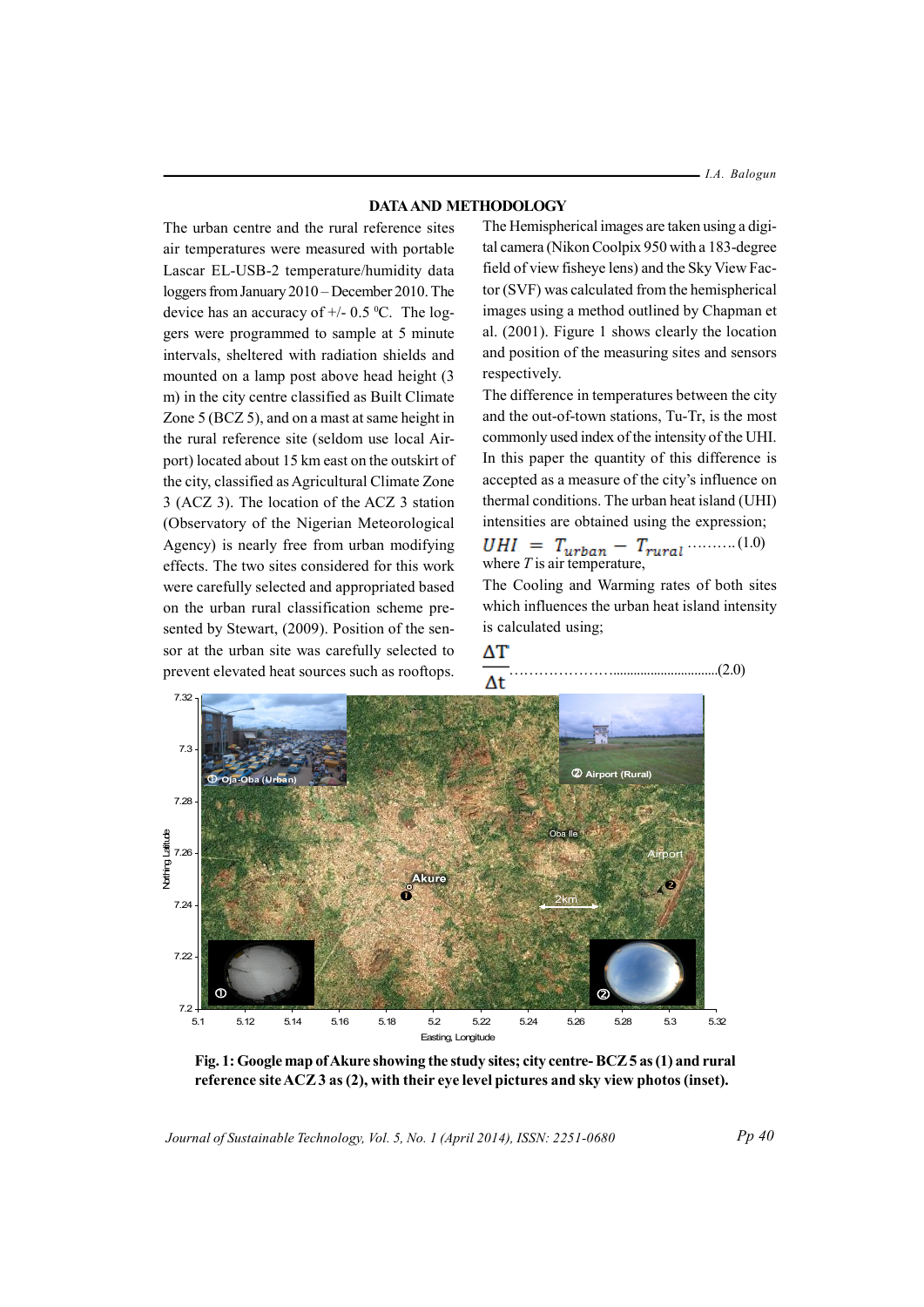## DATA AND METHODOLOGY

The urban centre and the rural reference sites air temperatures were measured with portable Lascar EL-USB-2 temperature/humidity data loggers from January 2010 – December 2010. The device has an accuracy of +/- 0.5 $^0$C. The loggers were programmed to sample at 5 minute intervals, sheltered with radiation shields and mounted on a lamp post above head height (3 m) in the city centre classified as Built Climate Zone 5 (BCZ 5), and on a mast at same height in the rural reference site (seldom use local Airport) located about 15 km east on the outskirt of the city, classified as Agricultural Climate Zone 3 (ACZ 3). The location of the ACZ 3 station (Observatory of the Nigerian Meteorological Agency) is nearly free from urban modifying effects. The two sites considered for this work were carefully selected and appropriated based on the urban rural classification scheme presented by Stewart, (2009). Position of the sensor at the urban site was carefully selected to prevent elevated heat sources such as rooftops.

The Hemispherical images are taken using a digital camera (Nikon Coolpix 950 with a 183-degree field of view fisheye lens) and the Sky View Factor (SVF) was calculated from the hemispherical images using a method outlined by Chapman et al. (2001). Figure 1 shows clearly the location and position of the measuring sites and sensors respectively.

The difference in temperatures between the city and the out-of-town stations, Tu-Tr, is the most commonly used index of the intensity of the UHI. In this paper the quantity of this difference is accepted as a measure of the city's influence on thermal conditions. The urban heat island (UHI) intensities are obtained using the expression;

$$UHI = T_{urban} - T_{rural} \quad (1.0)$$

where $T$ is air temperature,

The Cooling and Warming rates of both sites which influences the urban heat island intensity is calculated using;

$$\frac{\Delta T}{\Delta t} \quad (2.0)$$

**Fig. 1: Google map of Akure showing the study sites; city centre- BCZ 5 as (1) and rural reference site ACZ 3 as (2), with their eye level pictures and sky view photos (inset).**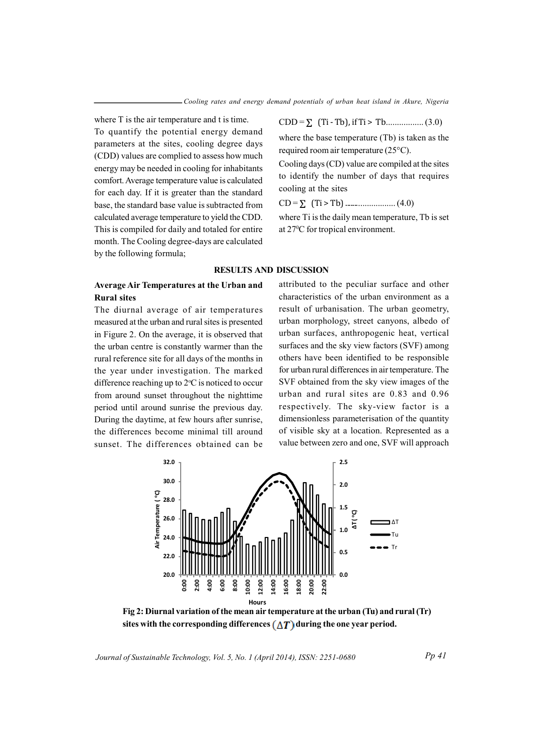where T is the air temperature and t is time.

To quantify the potential energy demand parameters at the sites, cooling degree days (CDD) values are complied to assess how much energy may be needed in cooling for inhabitants comfort. Average temperature value is calculated for each day. If it is greater than the standard base, the standard base value is subtracted from calculated average temperature to yield the CDD. This is compiled for daily and totaled for entire month. The Cooling degree-days are calculated by the following formula;

$$CDD = \sum (Ti - Tb), \text{ if } Ti > Tb \quad (3.0)$$

where the base temperature (Tb) is taken as the required room air temperature (25°C).

Cooling days (CD) value are compiled at the sites to identify the number of days that requires cooling at the sites

$$CD = \sum (Ti > Tb) \quad (4.0)$$

where Ti is the daily mean temperature, Tb is set at 27°C for tropical environment.

## RESULTS AND DISCUSSION

### Average Air Temperatures at the Urban and Rural sites

The diurnal average of air temperatures measured at the urban and rural sites is presented in Figure 2. On the average, it is observed that the urban centre is constantly warmer than the rural reference site for all days of the months in the year under investigation. The marked difference reaching up to 2°C is noticed to occur from around sunset throughout the nighttime period until around sunrise the previous day. During the daytime, at few hours after sunrise, the differences become minimal till around sunset. The differences obtained can be attributed to the peculiar surface and other characteristics of the urban environment as a result of urbanisation. The urban geometry, urban morphology, street canyons, albedo of urban surfaces, anthropogenic heat, vertical surfaces and the sky view factors (SVF) among others have been identified to be responsible for urban rural differences in air temperature. The SVF obtained from the sky view images of the urban and rural sites are 0.83 and 0.96 respectively. The sky-view factor is a dimensionless parameterisation of the quantity of visible sky at a location. Represented as a value between zero and one, SVF will approach

**Fig 2: Diurnal variation of the mean air temperature at the urban (Tu) and rural (Tr) sites with the corresponding differences ($\Delta T$) during the one year period.**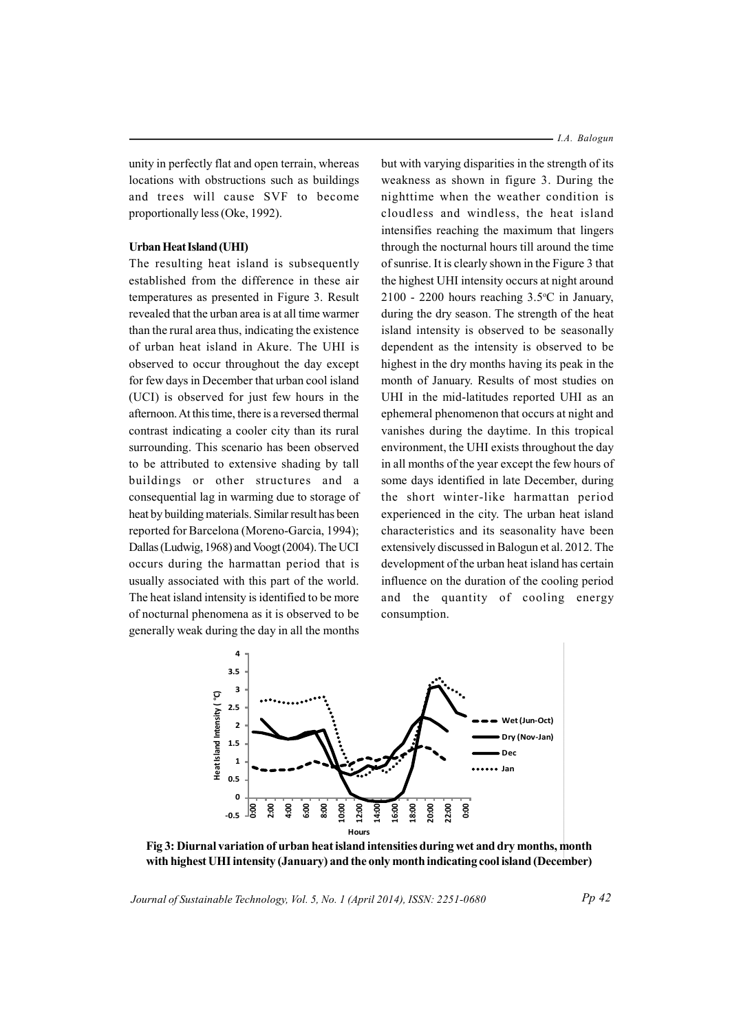unity in perfectly flat and open terrain, whereas locations with obstructions such as buildings and trees will cause SVF to become proportionally less (Oke, 1992).

**Urban Heat Island (UHI)**

The resulting heat island is subsequently established from the difference in these air temperatures as presented in Figure 3. Result revealed that the urban area is at all time warmer than the rural area thus, indicating the existence of urban heat island in Akure. The UHI is observed to occur throughout the day except for few days in December that urban cool island (UCI) is observed for just few hours in the afternoon. At this time, there is a reversed thermal contrast indicating a cooler city than its rural surrounding. This scenario has been observed to be attributed to extensive shading by tall buildings or other structures and a consequential lag in warming due to storage of heat by building materials. Similar result has been reported for Barcelona (Moreno-Garcia, 1994); Dallas (Ludwig, 1968) and Voogt (2004). The UCI occurs during the harmattan period that is usually associated with this part of the world. The heat island intensity is identified to be more of nocturnal phenomena as it is observed to be generally weak during the day in all the months but with varying disparities in the strength of its weakness as shown in figure 3. During the nighttime when the weather condition is cloudless and windless, the heat island intensifies reaching the maximum that lingers through the nocturnal hours till around the time of sunrise. It is clearly shown in the Figure 3 that the highest UHI intensity occurs at night around 2100 - 2200 hours reaching 3.5°C in January, during the dry season. The strength of the heat island intensity is observed to be seasonally dependent as the intensity is observed to be highest in the dry months having its peak in the month of January. Results of most studies on UHI in the mid-latitudes reported UHI as an ephemeral phenomenon that occurs at night and vanishes during the daytime. In this tropical environment, the UHI exists throughout the day in all months of the year except the few hours of some days identified in late December, during the short winter-like harmattan period experienced in the city. The urban heat island characteristics and its seasonality have been extensively discussed in Balogun et al. 2012. The development of the urban heat island has certain influence on the duration of the cooling period and the quantity of cooling energy consumption.

**Fig 3: Diurnal variation of urban heat island intensities during wet and dry months, month with highest UHI intensity (January) and the only month indicating cool island (December)**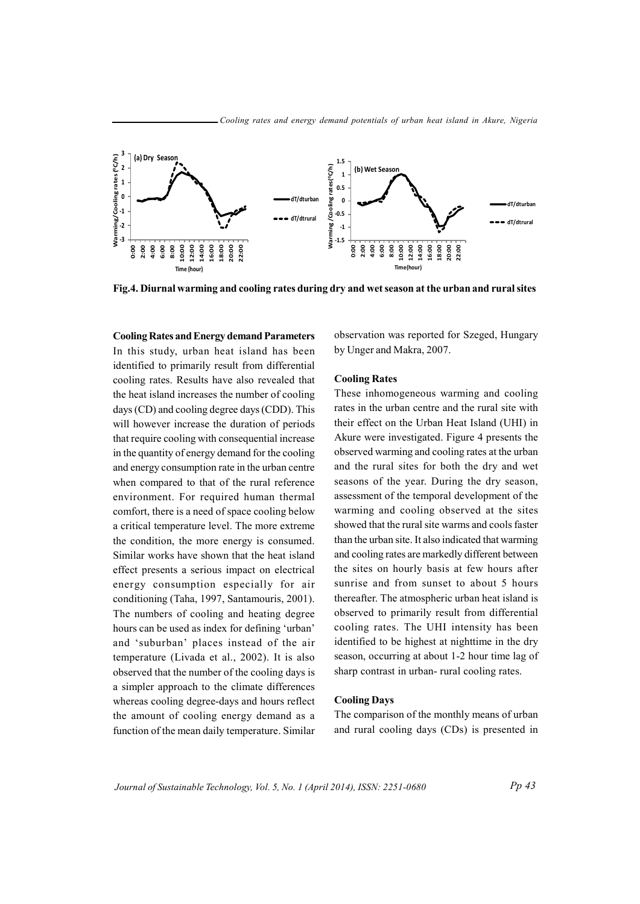Fig.4. Diurnal warming and cooling rates during dry and wet season at the urban and rural sites

**Cooling Rates and Energy demand Parameters**

In this study, urban heat island has been identified to primarily result from differential cooling rates. Results have also revealed that the heat island increases the number of cooling days (CD) and cooling degree days (CDD). This will however increase the duration of periods that require cooling with consequential increase in the quantity of energy demand for the cooling and energy consumption rate in the urban centre when compared to that of the rural reference environment. For required human thermal comfort, there is a need of space cooling below a critical temperature level. The more extreme the condition, the more energy is consumed. Similar works have shown that the heat island effect presents a serious impact on electrical energy consumption especially for air conditioning (Taha, 1997, Santamouris, 2001). The numbers of cooling and heating degree hours can be used as index for defining 'urban' and 'suburban' places instead of the air temperature (Livada et al., 2002). It is also observed that the number of the cooling days is a simpler approach to the climate differences whereas cooling degree-days and hours reflect the amount of cooling energy demand as a function of the mean daily temperature. Similar observation was reported for Szeged, Hungary by Unger and Makra, 2007.

**Cooling Rates**

These inhomogeneous warming and cooling rates in the urban centre and the rural site with their effect on the Urban Heat Island (UHI) in Akure were investigated. Figure 4 presents the observed warming and cooling rates at the urban and the rural sites for both the dry and wet seasons of the year. During the dry season, assessment of the temporal development of the warming and cooling observed at the sites showed that the rural site warms and cools faster than the urban site. It also indicated that warming and cooling rates are markedly different between the sites on hourly basis at few hours after sunrise and from sunset to about 5 hours thereafter. The atmospheric urban heat island is observed to primarily result from differential cooling rates. The UHI intensity has been identified to be highest at nighttime in the dry season, occurring at about 1-2 hour time lag of sharp contrast in urban- rural cooling rates.

**Cooling Days**

The comparison of the monthly means of urban and rural cooling days (CDs) is presented in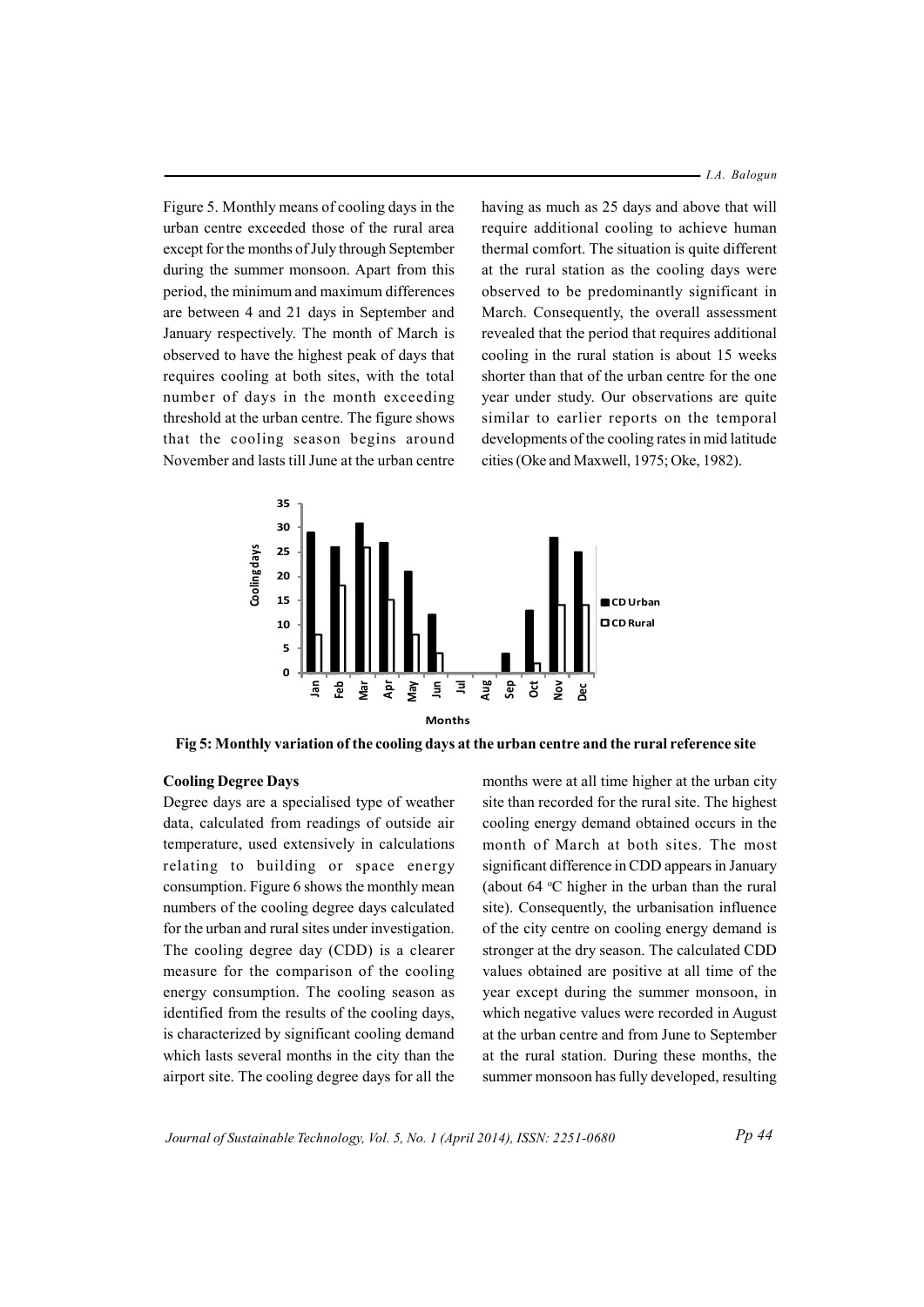Figure 5. Monthly means of cooling days in the urban centre exceeded those of the rural area except for the months of July through September during the summer monsoon. Apart from this period, the minimum and maximum differences are between 4 and 21 days in September and January respectively. The month of March is observed to have the highest peak of days that requires cooling at both sites, with the total number of days in the month exceeding threshold at the urban centre. The figure shows that the cooling season begins around November and lasts till June at the urban centre having as much as 25 days and above that will require additional cooling to achieve human thermal comfort. The situation is quite different at the rural station as the cooling days were observed to be predominantly significant in March. Consequently, the overall assessment revealed that the period that requires additional cooling in the rural station is about 15 weeks shorter than that of the urban centre for the one year under study. Our observations are quite similar to earlier reports on the temporal developments of the cooling rates in mid latitude cities (Oke and Maxwell, 1975; Oke, 1982).

**Fig 5: Monthly variation of the cooling days at the urban centre and the rural reference site**

### Cooling Degree Days

Degree days are a specialised type of weather data, calculated from readings of outside air temperature, used extensively in calculations relating to building or space energy consumption. Figure 6 shows the monthly mean numbers of the cooling degree days calculated for the urban and rural sites under investigation. The cooling degree day (CDD) is a clearer measure for the comparison of the cooling energy consumption. The cooling season as identified from the results of the cooling days, is characterized by significant cooling demand which lasts several months in the city than the airport site. The cooling degree days for all the months were at all time higher at the urban city site than recorded for the rural site. The highest cooling energy demand obtained occurs in the month of March at both sites. The most significant difference in CDD appears in January (about 64 °C higher in the urban than the rural site). Consequently, the urbanisation influence of the city centre on cooling energy demand is stronger at the dry season. The calculated CDD values obtained are positive at all time of the year except during the summer monsoon, in which negative values were recorded in August at the urban centre and from June to September at the rural station. During these months, the summer monsoon has fully developed, resulting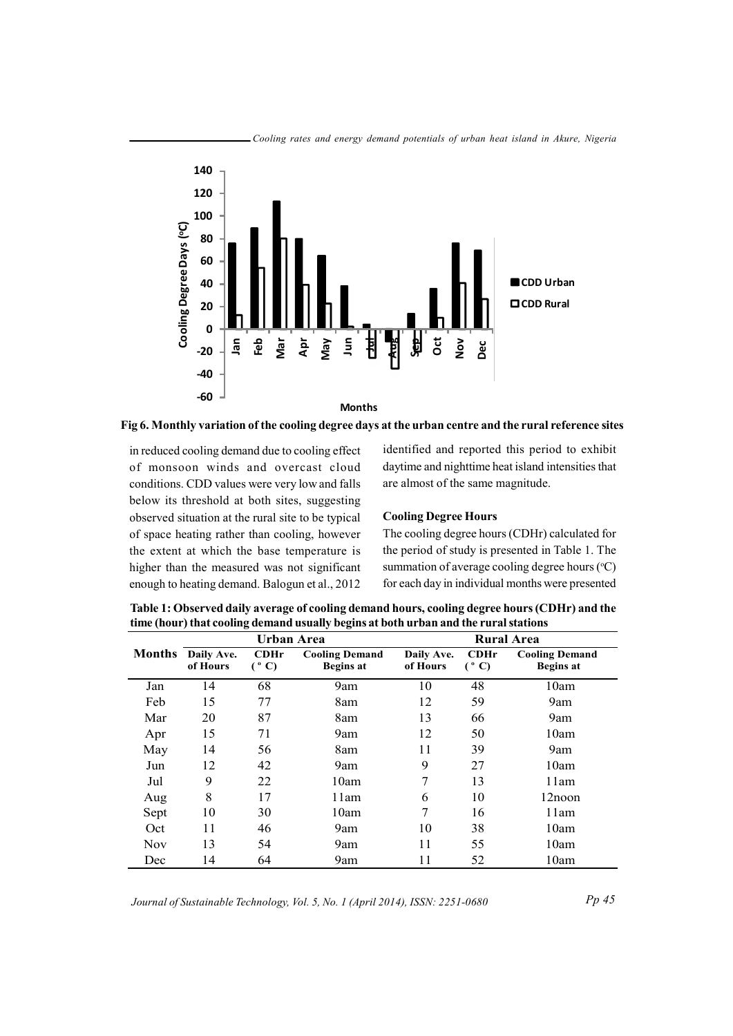Fig 6. Monthly variation of the cooling degree days at the urban centre and the rural reference sites

in reduced cooling demand due to cooling effect of monsoon winds and overcast cloud conditions. CDD values were very low and falls below its threshold at both sites, suggesting observed situation at the rural site to be typical of space heating rather than cooling, however the extent at which the base temperature is higher than the measured was not significant enough to heating demand. Balogun et al., 2012 identified and reported this period to exhibit daytime and nighttime heat island intensities that are almost of the same magnitude.

### Cooling Degree Hours

The cooling degree hours (CDHr) calculated for the period of study is presented in Table 1. The summation of average cooling degree hours (°C) for each day in individual months were presented

**Table 1: Observed daily average of cooling demand hours, cooling degree hours (CDHr) and the time (hour) that cooling demand usually begins at both urban and the rural stations**

| Months | Urban Area | | | Rural Area | | |
|---|---|---|---|---|---|---|
| | Daily Ave. of Hours | CDHr (°C) | Cooling Demand Begins at | Daily Ave. of Hours | CDHr (°C) | Cooling Demand Begins at |
| Jan | 14 | 68 | 9am | 10 | 48 | 10am |
| Feb | 15 | 77 | 8am | 12 | 59 | 9am |
| Mar | 20 | 87 | 8am | 13 | 66 | 9am |
| Apr | 15 | 71 | 9am | 12 | 50 | 10am |
| May | 14 | 56 | 8am | 11 | 39 | 9am |
| Jun | 12 | 42 | 9am | 9 | 27 | 10am |
| Jul | 9 | 22 | 10am | 7 | 13 | 11am |
| Aug | 8 | 17 | 11am | 6 | 10 | 12noon |
| Sept | 10 | 30 | 10am | 7 | 16 | 11am |
| Oct | 11 | 46 | 9am | 10 | 38 | 10am |
| Nov | 13 | 54 | 9am | 11 | 55 | 10am |
| Dec | 14 | 64 | 9am | 11 | 52 | 10am |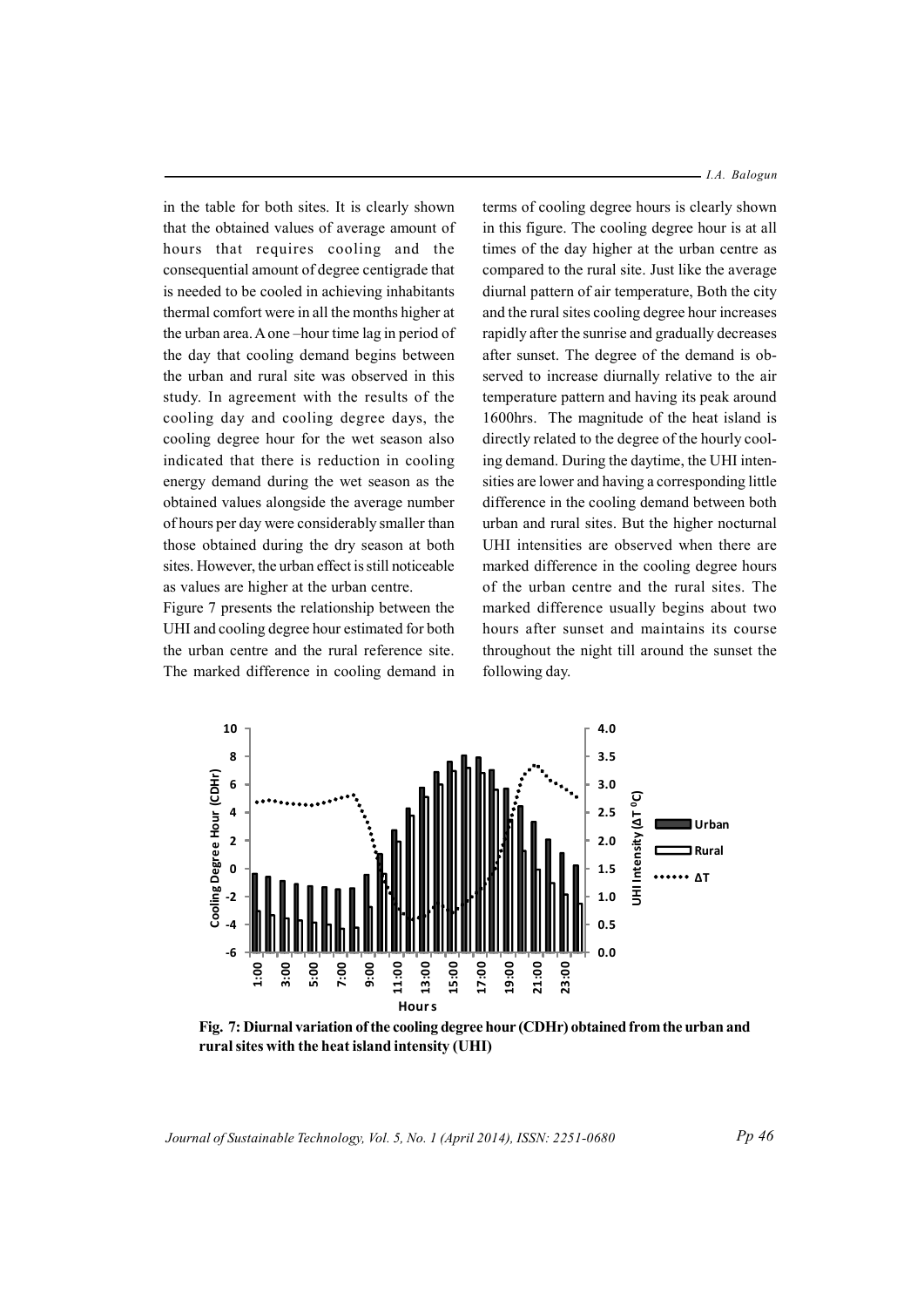in the table for both sites. It is clearly shown that the obtained values of average amount of hours that requires cooling and the consequential amount of degree centigrade that is needed to be cooled in achieving inhabitants thermal comfort were in all the months higher at the urban area. A one –hour time lag in period of the day that cooling demand begins between the urban and rural site was observed in this study. In agreement with the results of the cooling day and cooling degree days, the cooling degree hour for the wet season also indicated that there is reduction in cooling energy demand during the wet season as the obtained values alongside the average number of hours per day were considerably smaller than those obtained during the dry season at both sites. However, the urban effect is still noticeable as values are higher at the urban centre.

Figure 7 presents the relationship between the UHI and cooling degree hour estimated for both the urban centre and the rural reference site. The marked difference in cooling demand in terms of cooling degree hours is clearly shown in this figure. The cooling degree hour is at all times of the day higher at the urban centre as compared to the rural site. Just like the average diurnal pattern of air temperature, Both the city and the rural sites cooling degree hour increases rapidly after the sunrise and gradually decreases after sunset. The degree of the demand is observed to increase diurnally relative to the air temperature pattern and having its peak around 1600hrs. The magnitude of the heat island is directly related to the degree of the hourly cooling demand. During the daytime, the UHI intensities are lower and having a corresponding little difference in the cooling demand between both urban and rural sites. But the higher nocturnal UHI intensities are observed when there are marked difference in the cooling degree hours of the urban centre and the rural sites. The marked difference usually begins about two hours after sunset and maintains its course throughout the night till around the sunset the following day.

**Fig. 7: Diurnal variation of the cooling degree hour (CDHr) obtained from the urban and rural sites with the heat island intensity (UHI)**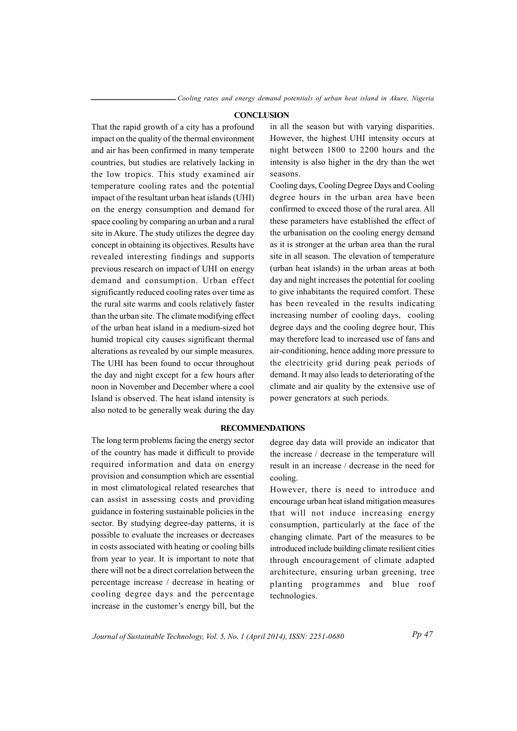## CONCLUSION

That the rapid growth of a city has a profound impact on the quality of the thermal environment and air has been confirmed in many temperate countries, but studies are relatively lacking in the low tropics. This study examined air temperature cooling rates and the potential impact of the resultant urban heat islands (UHI) on the energy consumption and demand for space cooling by comparing an urban and a rural site in Akure. The study utilizes the degree day concept in obtaining its objectives. Results have revealed interesting findings and supports previous research on impact of UHI on energy demand and consumption. Urban effect significantly reduced cooling rates over time as the rural site warms and cools relatively faster than the urban site. The climate modifying effect of the urban heat island in a medium-sized hot humid tropical city causes significant thermal alterations as revealed by our simple measures. The UHI has been found to occur throughout the day and night except for a few hours after noon in November and December where a cool Island is observed. The heat island intensity is also noted to be generally weak during the day in all the season but with varying disparities. However, the highest UHI intensity occurs at night between 1800 to 2200 hours and the intensity is also higher in the dry than the wet seasons.

Cooling days, Cooling Degree Days and Cooling degree hours in the urban area have been confirmed to exceed those of the rural area. All these parameters have established the effect of the urbanisation on the cooling energy demand as it is stronger at the urban area than the rural site in all season. The elevation of temperature (urban heat islands) in the urban areas at both day and night increases the potential for cooling to give inhabitants the required comfort. These has been revealed in the results indicating increasing number of cooling days, cooling degree days and the cooling degree hour, This may therefore lead to increased use of fans and air-conditioning, hence adding more pressure to the electricity grid during peak periods of demand. It may also leads to deteriorating of the climate and air quality by the extensive use of power generators at such periods.

## RECOMMENDATIONS

The long term problems facing the energy sector of the country has made it difficult to provide required information and data on energy provision and consumption which are essential in most climatological related researches that can assist in assessing costs and providing guidance in fostering sustainable policies in the sector. By studying degree-day patterns, it is possible to evaluate the increases or decreases in costs associated with heating or cooling bills from year to year. It is important to note that there will not be a direct correlation between the percentage increase / decrease in heating or cooling degree days and the percentage increase in the customer's energy bill, but the degree day data will provide an indicator that the increase / decrease in the temperature will result in an increase / decrease in the need for cooling.

However, there is need to introduce and encourage urban heat island mitigation measures that will not induce increasing energy consumption, particularly at the face of the changing climate. Part of the measures to be introduced include building climate resilient cities through encouragement of climate adapted architecture, ensuring urban greening, tree planting programmes and blue roof technologies.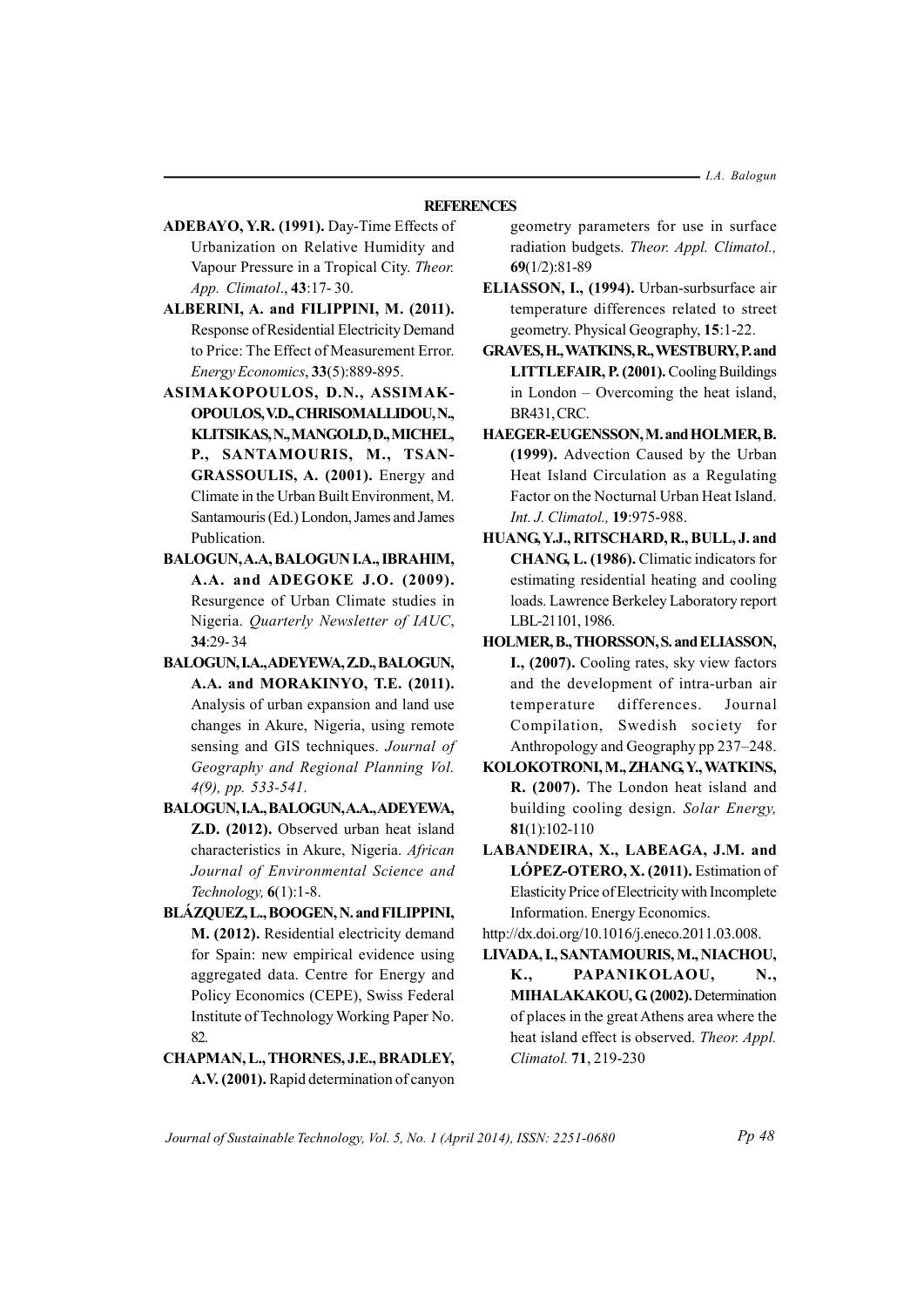## REFERENCES

**ADEBAYO, Y.R. (1991).** Day-Time Effects of Urbanization on Relative Humidity and Vapour Pressure in a Tropical City. *Theor. App. Climatol*., **43**:17- 30.

**ALBERINI, A. and FILIPPINI, M. (2011).** Response of Residential Electricity Demand to Price: The Effect of Measurement Error. *Energy Economics*, **33**(5):889-895.

**ASIMAKOPOULOS, D.N., ASSIMAKOPOULOS, V.D., CHRISOMALLIDOU, N., KLITSIKAS, N., MANGOLD, D., MICHEL, P., SANTAMOURIS, M., TSANGRASSOULIS, A. (2001).** Energy and Climate in the Urban Built Environment, M. Santamouris (Ed.) London, James and James Publication.

**BALOGUN, A.A, BALOGUN I.A., IBRAHIM, A.A. and ADEGOKE J.O. (2009).** Resurgence of Urban Climate studies in Nigeria. *Quarterly Newsletter of IAUC*, **34**:29- 34

**BALOGUN, I.A., ADEYEWA, Z.D., BALOGUN, A.A. and MORAKINYO, T.E. (2011).** Analysis of urban expansion and land use changes in Akure, Nigeria, using remote sensing and GIS techniques. *Journal of Geography and Regional Planning Vol. 4(9), pp. 533-541*.

**BALOGUN, I.A., BALOGUN, A.A., ADEYEWA, Z.D. (2012).** Observed urban heat island characteristics in Akure, Nigeria. *African Journal of Environmental Science and Technology,* **6**(1):1-8.

**BLÁZQUEZ, L., BOOGEN, N. and FILIPPINI, M. (2012).** Residential electricity demand for Spain: new empirical evidence using aggregated data. Centre for Energy and Policy Economics (CEPE), Swiss Federal Institute of Technology Working Paper No. 82.

**CHAPMAN, L., THORNES, J.E., BRADLEY, A.V. (2001).** Rapid determination of canyon geometry parameters for use in surface radiation budgets. *Theor. Appl. Climatol.,* **69**(1/2):81-89

**ELIASSON, I., (1994).** Urban-surbsurface air temperature differences related to street geometry. Physical Geography, **15**:1-22.

**GRAVES, H., WATKINS, R., WESTBURY, P. and LITTLEFAIR, P. (2001).** Cooling Buildings in London – Overcoming the heat island, BR431, CRC.

**HAEGER-EUGENSSON, M. and HOLMER, B. (1999).** Advection Caused by the Urban Heat Island Circulation as a Regulating Factor on the Nocturnal Urban Heat Island. *Int. J. Climatol.,* **19**:975-988.

**HUANG, Y.J., RITSCHARD, R., BULL, J. and CHANG, L. (1986).** Climatic indicators for estimating residential heating and cooling loads. Lawrence Berkeley Laboratory report LBL-21101, 1986.

**HOLMER, B., THORSSON, S. and ELIASSON, I., (2007).** Cooling rates, sky view factors and the development of intra-urban air temperature differences. Journal Compilation, Swedish society for Anthropology and Geography pp 237–248.

**KOLOKOTRONI, M., ZHANG, Y., WATKINS, R. (2007).** The London heat island and building cooling design. *Solar Energy,* **81**(1):102-110

**LABANDEIRA, X., LABEAGA, J.M. and LÓPEZ-OTERO, X. (2011).** Estimation of Elasticity Price of Electricity with Incomplete Information. Energy Economics.
http://dx.doi.org/10.1016/j.eneco.2011.03.008.

**LIVADA, I., SANTAMOURIS, M., NIACHOU, K., PAPANIKOLAOU, N., MIHALAKAKOU, G. (2002).** Determination of places in the great Athens area where the heat island effect is observed. *Theor. Appl. Climatol.* **71**, 219-230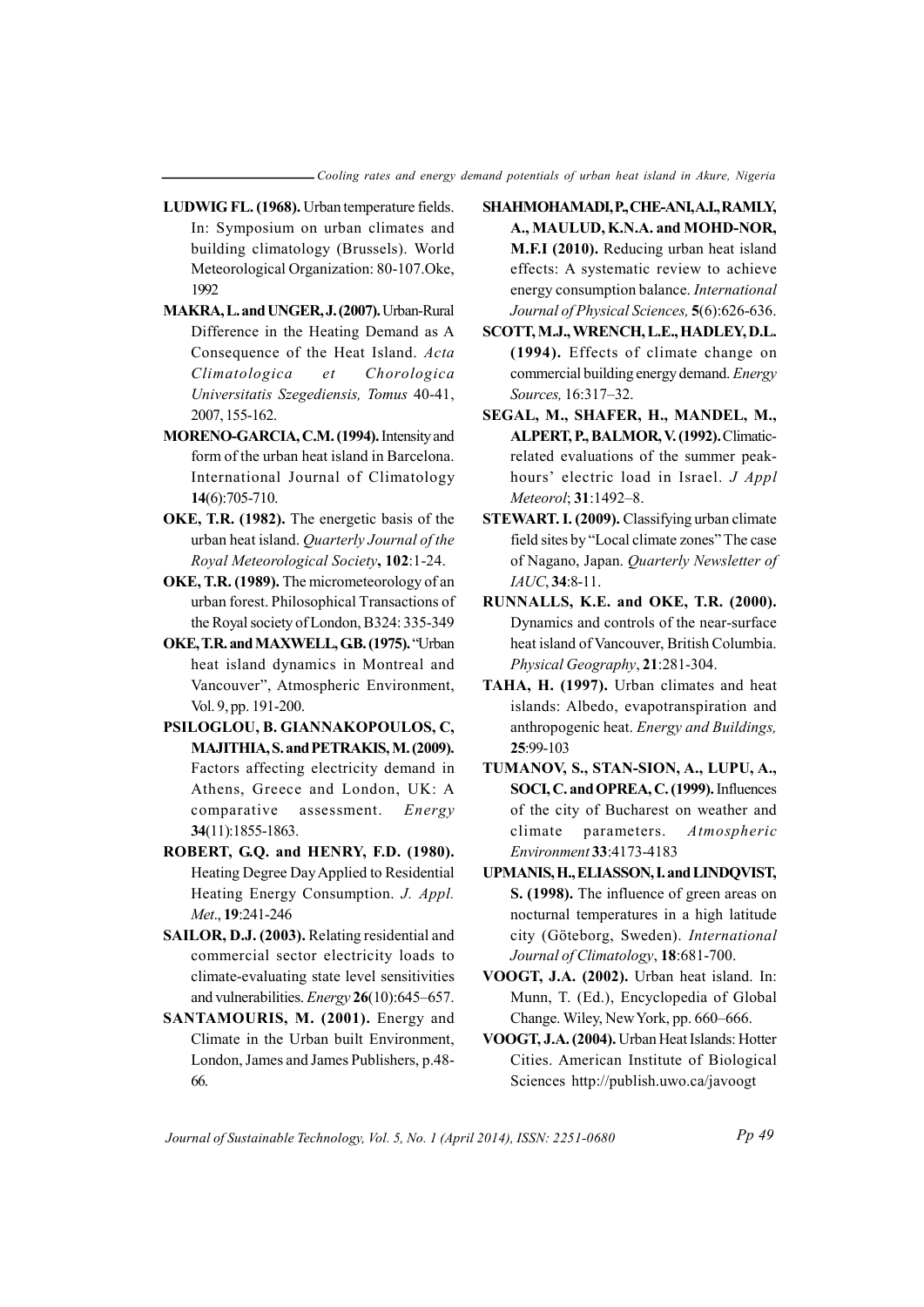**LUDWIG FL. (1968).** Urban temperature fields. In: Symposium on urban climates and building climatology (Brussels). World Meteorological Organization: 80-107.Oke, 1992

**MAKRA, L. and UNGER, J. (2007).** Urban-Rural Difference in the Heating Demand as A Consequence of the Heat Island. *Acta Climatologica et Chorologica Universitatis Szegediensis, Tomus* 40-41, 2007, 155-162.

**MORENO-GARCIA, C.M. (1994).** Intensity and form of the urban heat island in Barcelona. International Journal of Climatology **14**(6):705-710.

**OKE, T.R. (1982).** The energetic basis of the urban heat island. *Quarterly Journal of the Royal Meteorological Society*, **102**:1-24.

**OKE, T.R. (1989).** The micrometeorology of an urban forest. Philosophical Transactions of the Royal society of London, B324: 335-349

**OKE, T.R. and MAXWELL, G.B. (1975).** "Urban heat island dynamics in Montreal and Vancouver", Atmospheric Environment, Vol. 9, pp. 191-200.

**PSILOGLOU, B. GIANNAKOPOULOS, C, MAJITHIA, S. and PETRAKIS, M. (2009).** Factors affecting electricity demand in Athens, Greece and London, UK: A comparative assessment. *Energy* **34**(11):1855-1863.

**ROBERT, G.Q. and HENRY, F.D. (1980).** Heating Degree Day Applied to Residential Heating Energy Consumption. *J. Appl. Met*., **19**:241-246

**SAILOR, D.J. (2003).** Relating residential and commercial sector electricity loads to climate-evaluating state level sensitivities and vulnerabilities. *Energy* **26**(10):645–657.

**SANTAMOURIS, M. (2001).** Energy and Climate in the Urban built Environment, London, James and James Publishers, p.48-66.

**SHAHMOHAMADI, P., CHE-ANI, A.I., RAMLY, A., MAULUD, K.N.A. and MOHD-NOR, M.F.I (2010).** Reducing urban heat island effects: A systematic review to achieve energy consumption balance. *International Journal of Physical Sciences,* **5**(6):626-636.

**SCOTT, M.J., WRENCH, L.E., HADLEY, D.L. (1994).** Effects of climate change on commercial building energy demand. *Energy Sources,* 16:317–32.

**SEGAL, M., SHAFER, H., MANDEL, M., ALPERT, P., BALMOR, V. (1992).** Climatic-related evaluations of the summer peak-hours' electric load in Israel. *J Appl Meteorol*; **31**:1492–8.

**STEWART. I. (2009).** Classifying urban climate field sites by "Local climate zones" The case of Nagano, Japan. *Quarterly Newsletter of IAUC*, **34**:8-11.

**RUNNALLS, K.E. and OKE, T.R. (2000).** Dynamics and controls of the near-surface heat island of Vancouver, British Columbia. *Physical Geography*, **21**:281-304.

**TAHA, H. (1997).** Urban climates and heat islands: Albedo, evapotranspiration and anthropogenic heat. *Energy and Buildings,* **25**:99-103

**TUMANOV, S., STAN-SION, A., LUPU, A., SOCI, C. and OPREA, C. (1999).** Influences of the city of Bucharest on weather and climate parameters. *Atmospheric Environment* **33**:4173-4183

**UPMANIS, H., ELIASSON, I. and LINDQVIST, S. (1998).** The influence of green areas on nocturnal temperatures in a high latitude city (Göteborg, Sweden). *International Journal of Climatology*, **18**:681-700.

**VOOGT, J.A. (2002).** Urban heat island. In: Munn, T. (Ed.), Encyclopedia of Global Change. Wiley, New York, pp. 660–666.

**VOOGT, J.A. (2004).** Urban Heat Islands: Hotter Cities. American Institute of Biological Sciences http://publish.uwo.ca/javoogt